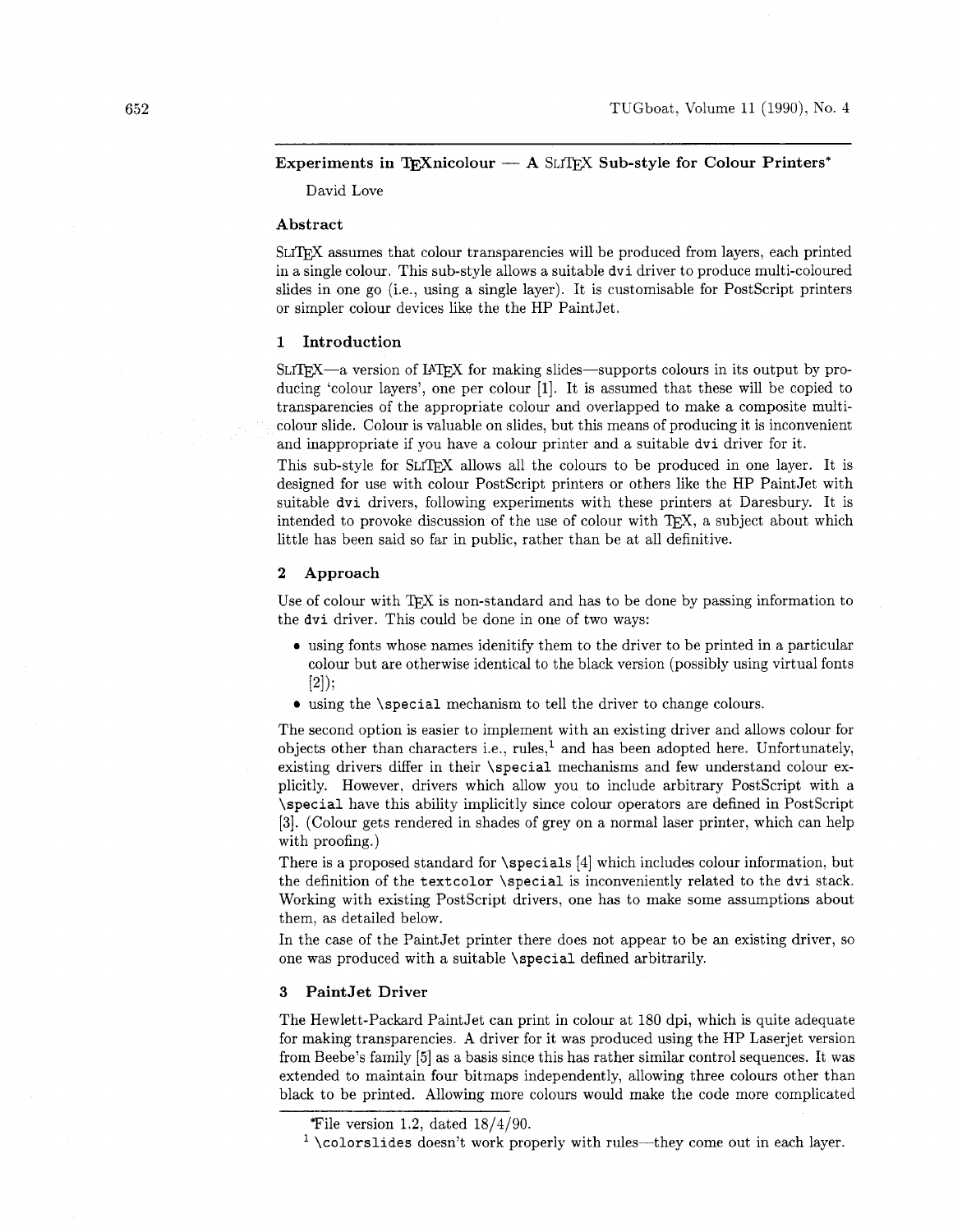# Experiments in TEXnicolour — A SLITEX Sub-style for Colour Printers*

David Love

## Abstract

SLITEX assumes that colour transparencies will be produced from layers, each printed in a single colour. This sub-style allows a suitable dvi driver to produce multi-coloured slides in one go (i.e., using a single layer). It is customisable for PostScript printers or simpler colour devices like the the HP PaintJet.

## 1 Introduction

SLITEX—a version of LATEX for making slides—supports colours in its output by producing 'colour layers', one per colour [1]. It is assumed that these will be copied to transparencies of the appropriate colour and overlapped to make a composite multi-colour slide. Colour is valuable on slides, but this means of producing it is inconvenient and inappropriate if you have a colour printer and a suitable dvi driver for it.

This sub-style for SLITEX allows all the colours to be produced in one layer. It is designed for use with colour PostScript printers or others like the HP PaintJet with suitable dvi drivers, following experiments with these printers at Daresbury. It is intended to provoke discussion of the use of colour with TEX, a subject about which little has been said so far in public, rather than be at all definitive.

## 2 Approach

Use of colour with TEX is non-standard and has to be done by passing information to the dvi driver. This could be done in one of two ways:

- using fonts whose names idenitify them to the driver to be printed in a particular colour but are otherwise identical to the black version (possibly using virtual fonts [2]);
- using the `\special` mechanism to tell the driver to change colours.

The second option is easier to implement with an existing driver and allows colour for objects other than characters i.e., rules,[1] and has been adopted here. Unfortunately, existing drivers differ in their `\special` mechanisms and few understand colour explicitly. However, drivers which allow you to include arbitrary PostScript with a `\special` have this ability implicitly since colour operators are defined in PostScript [3]. (Colour gets rendered in shades of grey on a normal laser printer, which can help with proofing.)

There is a proposed standard for `\specials` [4] which includes colour information, but the definition of the `textcolor` `\special` is inconveniently related to the dvi stack. Working with existing PostScript drivers, one has to make some assumptions about them, as detailed below.

In the case of the PaintJet printer there does not appear to be an existing driver, so one was produced with a suitable `\special` defined arbitrarily.

## 3 PaintJet Driver

The Hewlett-Packard PaintJet can print in colour at 180 dpi, which is quite adequate for making transparencies. A driver for it was produced using the HP Laserjet version from Beebe's family [5] as a basis since this has rather similar control sequences. It was extended to maintain four bitmaps independently, allowing three colours other than black to be printed. Allowing more colours would make the code more complicated

---

*File version 1.2, dated 18/4/90.

[1] `\colorslides` doesn't work properly with rules—they come out in each layer.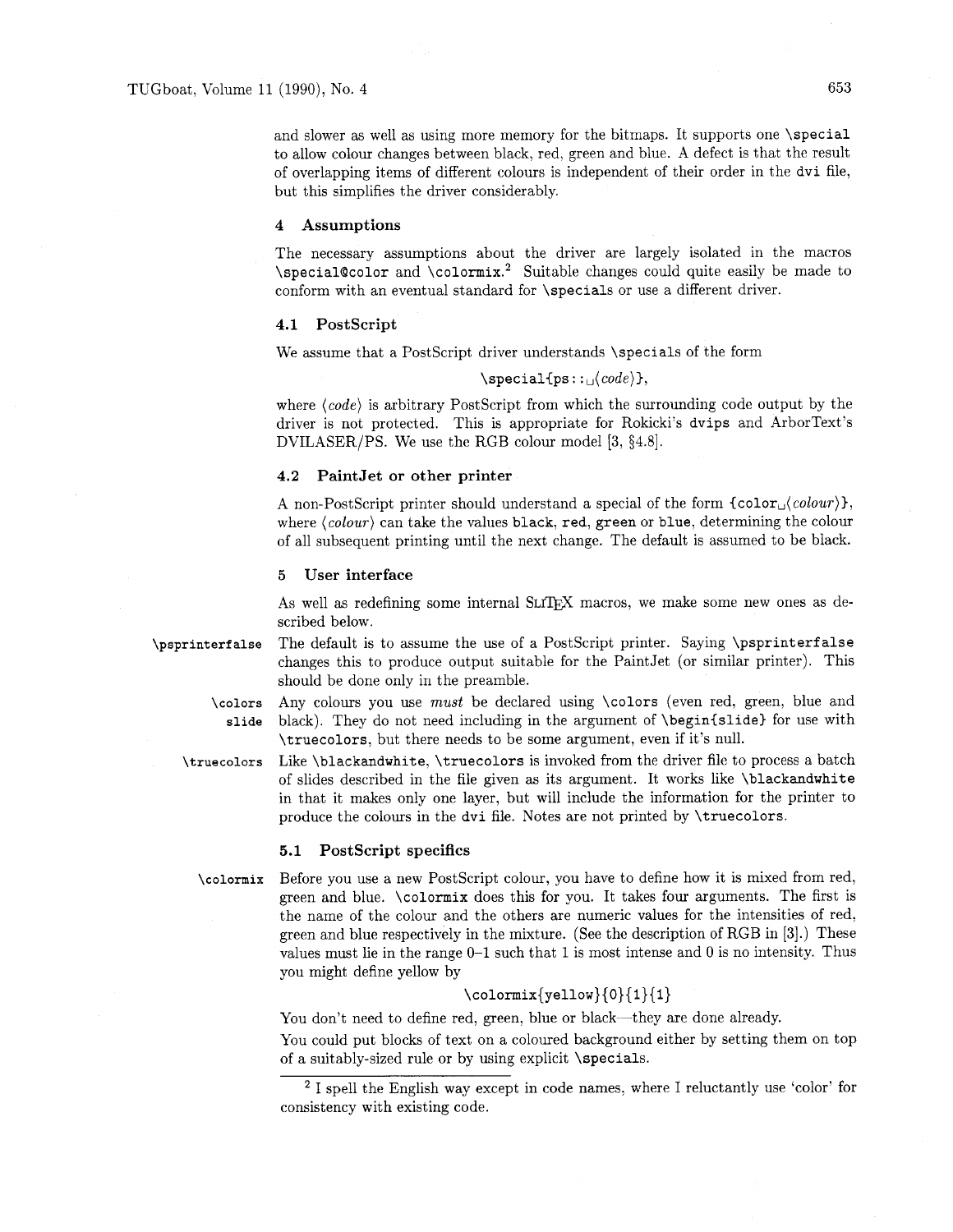and slower as well as using more memory for the bitmaps. It supports one `\special` to allow colour changes between black, red, green and blue. A defect is that the result of overlapping items of different colours is independent of their order in the `dvi` file, but this simplifies the driver considerably.

## 4 Assumptions

The necessary assumptions about the driver are largely isolated in the macros `\special@color` and `\colormix`.[2] Suitable changes could quite easily be made to conform with an eventual standard for `\specials` or use a different driver.

### 4.1 PostScript

We assume that a PostScript driver understands `\specials` of the form

`\special{ps::␣⟨code⟩}`,

where ⟨*code*⟩ is arbitrary PostScript from which the surrounding code output by the driver is not protected. This is appropriate for Rokicki's `dvips` and ArborText's DVILASER/PS. We use the RGB colour model [3, §4.8].

### 4.2 PaintJet or other printer

A non-PostScript printer should understand a special of the form `{color␣⟨colour⟩}`, where ⟨*colour*⟩ can take the values `black`, `red`, `green` or `blue`, determining the colour of all subsequent printing until the next change. The default is assumed to be black.

## 5 User interface

As well as redefining some internal SLITEX macros, we make some new ones as described below.

**`\psprinterfalse`** The default is to assume the use of a PostScript printer. Saying `\psprinterfalse` changes this to produce output suitable for the PaintJet (or similar printer). This should be done only in the preamble.

**`\colors`** **`slide`** Any colours you use *must* be declared using `\colors` (even red, green, blue and black). They do not need including in the argument of `\begin{slide}` for use with `\truecolors`, but there needs to be some argument, even if it's null.

**`\truecolors`** Like `\blackandwhite`, `\truecolors` is invoked from the driver file to process a batch of slides described in the file given as its argument. It works like `\blackandwhite` in that it makes only one layer, but will include the information for the printer to produce the colours in the `dvi` file. Notes are not printed by `\truecolors`.

### 5.1 PostScript specifics

**`\colormix`** Before you use a new PostScript colour, you have to define how it is mixed from red, green and blue. `\colormix` does this for you. It takes four arguments. The first is the name of the colour and the others are numeric values for the intensities of red, green and blue respectively in the mixture. (See the description of RGB in [3].) These values must lie in the range 0–1 such that 1 is most intense and 0 is no intensity. Thus you might define yellow by

`\colormix{yellow}{0}{1}{1}`

You don't need to define red, green, blue or black—they are done already.

You could put blocks of text on a coloured background either by setting them on top of a suitably-sized rule or by using explicit `\specials`.

---

[2] I spell the English way except in code names, where I reluctantly use 'color' for consistency with existing code.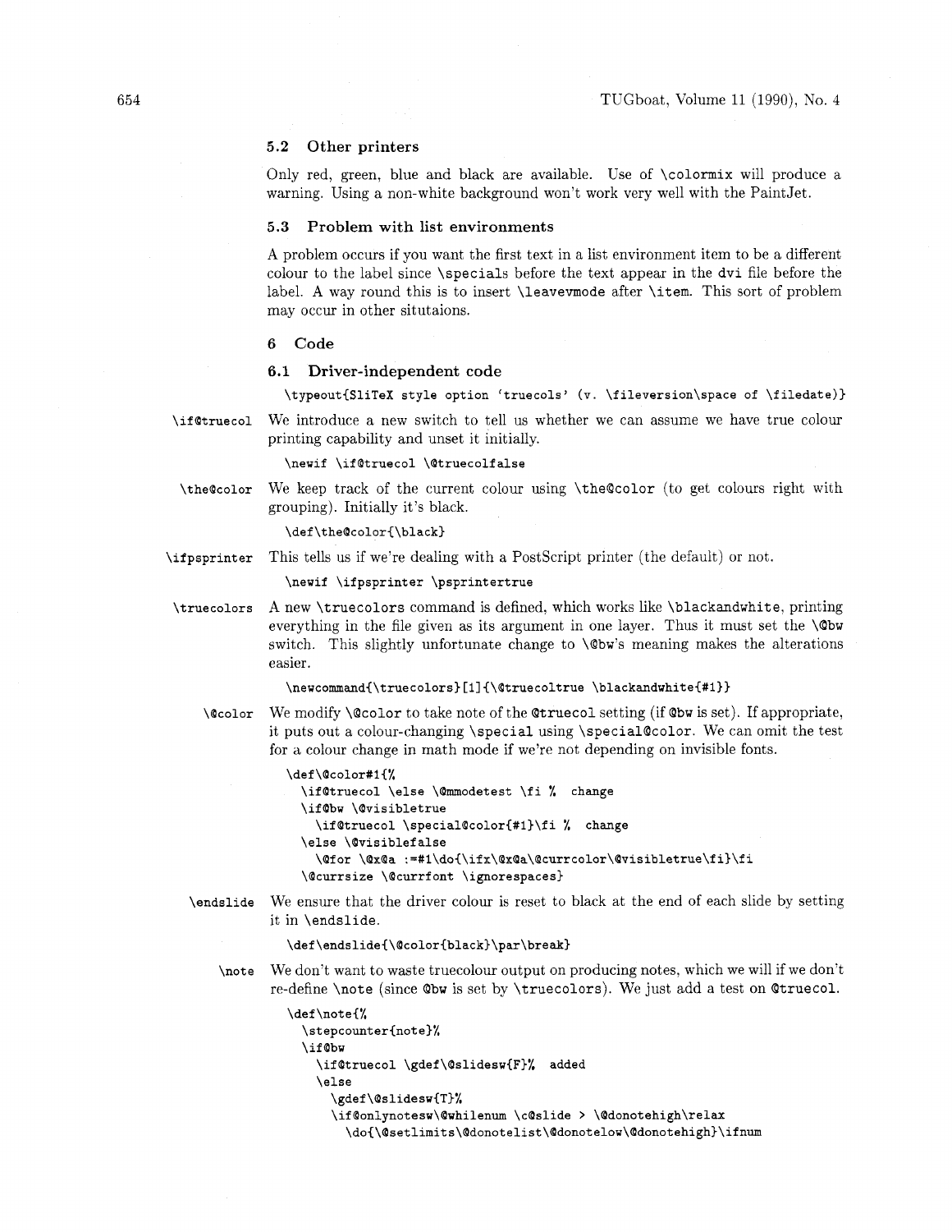### 5.2 Other printers

Only red, green, blue and black are available. Use of \colormix will produce a warning. Using a non-white background won't work very well with the PaintJet.

### 5.3 Problem with list environments

A problem occurs if you want the first text in a list environment item to be a different colour to the label since \specials before the text appear in the dvi file before the label. A way round this is to insert \leavevmode after \item. This sort of problem may occur in other situtaions.

## 6 Code

### 6.1 Driver-independent code

```
\typeout{SliTeX style option 'truecols' (v. \fileversion\space of \filedate)}
```

**\if@truecol** We introduce a new switch to tell us whether we can assume we have true colour printing capability and unset it initially.

```
\newif \if@truecol \@truecolfalse
```

**\the@color** We keep track of the current colour using \the@color (to get colours right with grouping). Initially it's black.

```
\def\the@color{\black}
```

**\ifpsprinter** This tells us if we're dealing with a PostScript printer (the default) or not.

```
\newif \ifpsprinter \psprintertrue
```

**\truecolors** A new \truecolors command is defined, which works like \blackandwhite, printing everything in the file given as its argument in one layer. Thus it must set the \@bw switch. This slightly unfortunate change to \@bw's meaning makes the alterations easier.

```
\newcommand{\truecolors}[1]{\@truecoltrue \blackandwhite{#1}}
```

**\@color** We modify \@color to take note of the @truecol setting (if @bw is set). If appropriate, it puts out a colour-changing \special using \special@color. We can omit the test for a colour change in math mode if we're not depending on invisible fonts.

```
\def\@color#1{%
  \if@truecol \else \@mmodetest \fi %  change
  \if@bw \@visibletrue
    \if@truecol \special@color{#1}\fi %  change
  \else \@visiblefalse
    \@for \@x@a :=#1\do{\ifx\@x@a\@currcolor\@visibletrue\fi}\fi
  \@currsize \@currfont \ignorespaces}
```

**\endslide** We ensure that the driver colour is reset to black at the end of each slide by setting it in \endslide.

```
\def\endslide{\@color{black}\par\break}
```

**\note** We don't want to waste truecolour output on producing notes, which we will if we don't re-define \note (since @bw is set by \truecolors). We just add a test on @truecol.

```
\def\note{%
  \stepcounter{note}%
  \if@bw
    \if@truecol \gdef\@slidesw{F}%  added
    \else
      \gdef\@slidesw{T}%
      \if@onlynotesw\@whilenum \c@slide > \@donotehigh\relax
        \do{\@setlimits\@donotelist\@donotelow\@donotehigh}\ifnum
```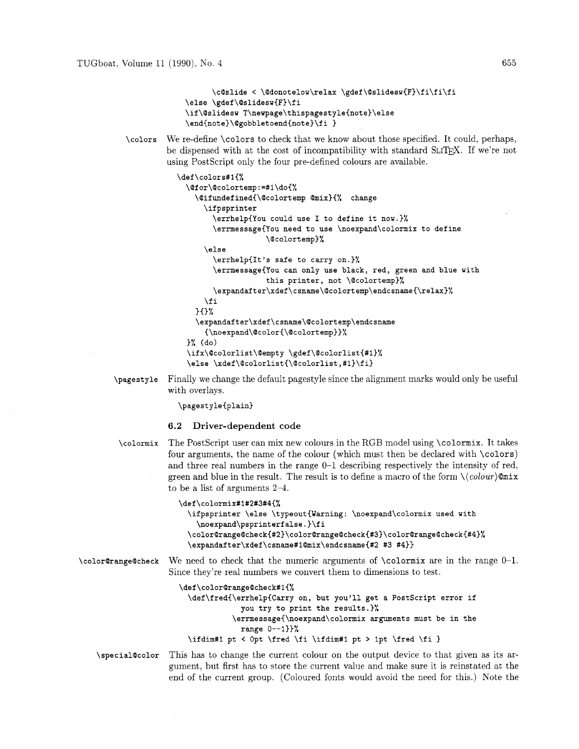```
        \c@slide < \@donotelow\relax \gdef\@slidesw{F}\fi\fi\fi
    \else \gdef\@slidesw{F}\fi
    \if\@slidesw T\newpage\thispagestyle{note}\else
    \end{note}\@gobbletoend{note}\fi }
```

**\colors** We re-define \colors to check that we know about those specified. It could, perhaps, be dispensed with at the cost of incompatibility with standard SLiTEX. If we're not using PostScript only the four pre-defined colours are available.

```
\def\colors#1{%
  \@for\@colortemp:=#1\do{%
    \@ifundefined{\@colortemp @mix}{% change
      \ifpsprinter
        \errhelp{You could use I to define it now.}%
        \errmessage{You need to use \noexpand\colormix to define
                  \@colortemp}%
      \else
        \errhelp{It's safe to carry on.}%
        \errmessage{You can only use black, red, green and blue with
                  this printer, not \@colortemp}%
        \expandafter\xdef\csname\@colortemp\endcsname{\relax}%
      \fi
    }{}%
    \expandafter\xdef\csname\@colortemp\endcsname
      {\noexpand\@color{\@colortemp}}%
  }% (do)
  \ifx\@colorlist\@empty \gdef\@colorlist{#1}%
  \else \xdef\@colorlist{\@colorlist,#1}\fi}
```

**\pagestyle** Finally we change the default pagestyle since the alignment marks would only be useful with overlays.

```
\pagestyle{plain}
```

### 6.2 Driver-dependent code

**\colormix** The PostScript user can mix new colours in the RGB model using \colormix. It takes four arguments, the name of the colour (which must then be declared with \colors) and three real numbers in the range 0–1 describing respectively the intensity of red, green and blue in the result. The result is to define a macro of the form \⟨*colour*⟩@mix to be a list of arguments 2–4.

```
\def\colormix#1#2#3#4{%
  \ifpsprinter \else \typeout{Warning: \noexpand\colormix used with
    \noexpand\psprinterfalse.}\fi
  \color@range@check{#2}\color@range@check{#3}\color@range@check{#4}%
  \expandafter\xdef\csname#1@mix\endcsname{#2 #3 #4}}
```

**\color@range@check** We need to check that the numeric arguments of \colormix are in the range 0–1. Since they're real numbers we convert them to dimensions to test.

```
\def\color@range@check#1{%
  \def\fred{\errhelp{Carry on, but you'll get a PostScript error if
            you try to print the results.}%
          \errmessage{\noexpand\colormix arguments must be in the
            range 0--1}}%
  \ifdim#1 pt < 0pt \fred \fi \ifdim#1 pt > 1pt \fred \fi }
```

**\special@color** This has to change the current colour on the output device to that given as its argument, but first has to store the current value and make sure it is reinstated at the end of the current group. (Coloured fonts would avoid the need for this.) Note the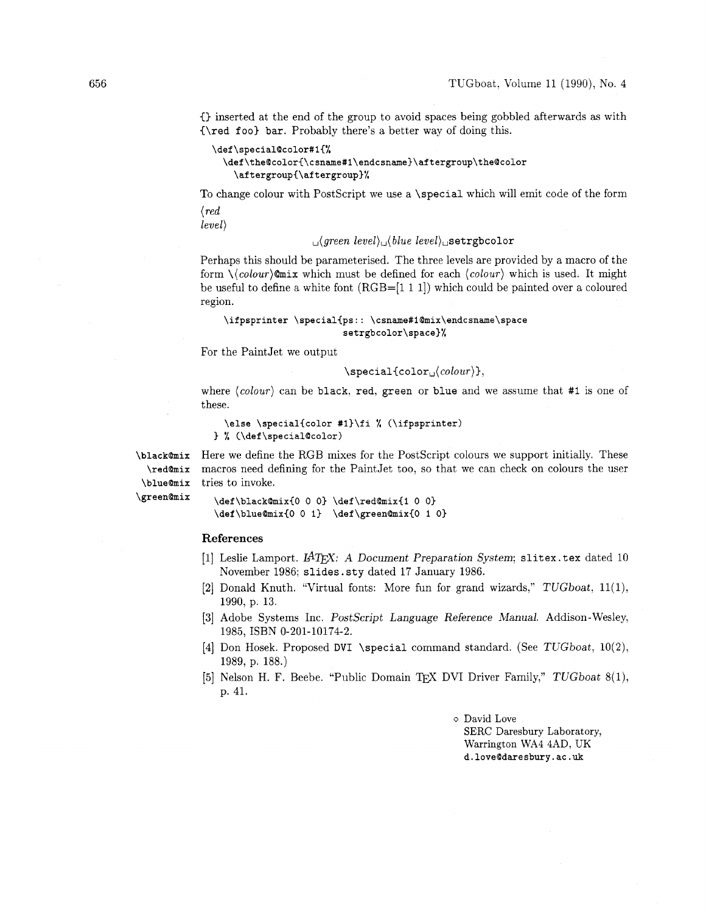{} inserted at the end of the group to avoid spaces being gobbled afterwards as with {\red foo} bar. Probably there's a better way of doing this.

```
\def\special@color#1{%
  \def\the@color{\csname#1\endcsname}\aftergroup\the@color
    \aftergroup{\aftergroup}%
```

To change colour with PostScript we use a \special which will emit code of the form ⟨red level⟩␣⟨green level⟩␣⟨blue level⟩␣setrgbcolor

Perhaps this should be parameterised. The three levels are provided by a macro of the form \⟨colour⟩@mix which must be defined for each ⟨colour⟩ which is used. It might be useful to define a white font (RGB=[1 1 1]) which could be painted over a coloured region.

```
\ifpsprinter \special{ps:: \csname#1@mix\endcsname\space
                         setrgbcolor\space}%
```

For the PaintJet we output

\special{color␣⟨colour⟩},

where ⟨colour⟩ can be black, red, green or blue and we assume that #1 is one of these.

```
  \else \special{color #1}\fi % (\ifpsprinter)
} % (\def\special@color)
```

**\black@mix \red@mix \blue@mix \green@mix** Here we define the RGB mixes for the PostScript colours we support initially. These macros need defining for the PaintJet too, so that we can check on colours the user tries to invoke.

```
\def\black@mix{0 0 0} \def\red@mix{1 0 0}
\def\blue@mix{0 0 1}  \def\green@mix{0 1 0}
```

### References

[1] Leslie Lamport. *LaTeX: A Document Preparation System*; slitex.tex dated 10 November 1986; slides.sty dated 17 January 1986.

[2] Donald Knuth. "Virtual fonts: More fun for grand wizards," *TUGboat*, 11(1), 1990, p. 13.

[3] Adobe Systems Inc. *PostScript Language Reference Manual*. Addison-Wesley, 1985, ISBN 0-201-10174-2.

[4] Don Hosek. Proposed DVI \special command standard. (See *TUGboat*, 10(2), 1989, p. 188.)

[5] Nelson H. F. Beebe. "Public Domain TeX DVI Driver Family," *TUGboat* 8(1), p. 41.

◦ David Love
SERC Daresbury Laboratory,
Warrington WA4 4AD, UK
d.love@daresbury.ac.uk